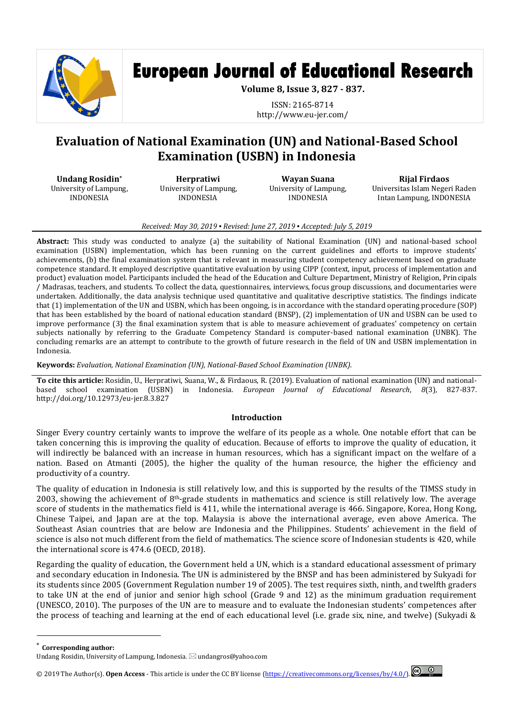# European Journal of Educational Research

**Volume 8, Issue 3, 827 - 837.**

ISSN: 2165-8714
http://www.eu-jer.com/

# Evaluation of National Examination (UN) and National-Based School Examination (USBN) in Indonesia

**Undang Rosidin***
University of Lampung, INDONESIA

**Herpratiwi**
University of Lampung, INDONESIA

**Wayan Suana**
University of Lampung, INDONESIA

**Rijal Firdaos**
Universitas Islam Negeri Raden Intan Lampung, INDONESIA

*Received: May 30, 2019 ▪ Revised: June 27, 2019 ▪ Accepted: July 5, 2019*

**Abstract:** This study was conducted to analyze (a) the suitability of National Examination (UN) and national-based school examination (USBN) implementation, which has been running on the current guidelines and efforts to improve students' achievements, (b) the final examination system that is relevant in measuring student competency achievement based on graduate competence standard. It employed descriptive quantitative evaluation by using CIPP (context, input, process of implementation and product) evaluation model. Participants included the head of the Education and Culture Department, Ministry of Religion, Principals / Madrasas, teachers, and students. To collect the data, questionnaires, interviews, focus group discussions, and documentaries were undertaken. Additionally, the data analysis technique used quantitative and qualitative descriptive statistics. The findings indicate that (1) implementation of the UN and USBN, which has been ongoing, is in accordance with the standard operating procedure (SOP) that has been established by the board of national education standard (BNSP), (2) implementation of UN and USBN can be used to improve performance (3) the final examination system that is able to measure achievement of graduates' competency on certain subjects nationally by referring to the Graduate Competency Standard is computer-based national examination (UNBK). The concluding remarks are an attempt to contribute to the growth of future research in the field of UN and USBN implementation in Indonesia.

**Keywords:** *Evaluation, National Examination (UN), National-Based School Examination (UNBK).*

**To cite this article:** Rosidin, U., Herpratiwi, Suana, W., & Firdaous, R. (2019). Evaluation of national examination (UN) and national-based school examination (USBN) in Indonesia. *European Journal of Educational Research*, *8*(3), 827-837. http://doi.org/10.12973/eu-jer.8.3.827

## Introduction

Singer Every country certainly wants to improve the welfare of its people as a whole. One notable effort that can be taken concerning this is improving the quality of education. Because of efforts to improve the quality of education, it will indirectly be balanced with an increase in human resources, which has a significant impact on the welfare of a nation. Based on Atmanti (2005), the higher the quality of the human resource, the higher the efficiency and productivity of a country.

The quality of education in Indonesia is still relatively low, and this is supported by the results of the TIMSS study in 2003, showing the achievement of 8th-grade students in mathematics and science is still relatively low. The average score of students in the mathematics field is 411, while the international average is 466. Singapore, Korea, Hong Kong, Chinese Taipei, and Japan are at the top. Malaysia is above the international average, even above America. The Southeast Asian countries that are below are Indonesia and the Philippines. Students' achievement in the field of science is also not much different from the field of mathematics. The science score of Indonesian students is 420, while the international score is 474.6 (OECD, 2018).

Regarding the quality of education, the Government held a UN, which is a standard educational assessment of primary and secondary education in Indonesia. The UN is administered by the BNSP and has been administered by Sukyadi for its students since 2005 (Government Regulation number 19 of 2005). The test requires sixth, ninth, and twelfth graders to take UN at the end of junior and senior high school (Grade 9 and 12) as the minimum graduation requirement (UNESCO, 2010). The purposes of the UN are to measure and to evaluate the Indonesian students' competences after the process of teaching and learning at the end of each educational level (i.e. grade six, nine, and twelve) (Sukyadi &

---

* **Corresponding author:**
Undang Rosidin, University of Lampung, Indonesia. ✉ undangros@yahoo.com

© 2019 The Author(s). **Open Access** - This article is under the CC BY license (https://creativecommons.org/licenses/by/4.0/).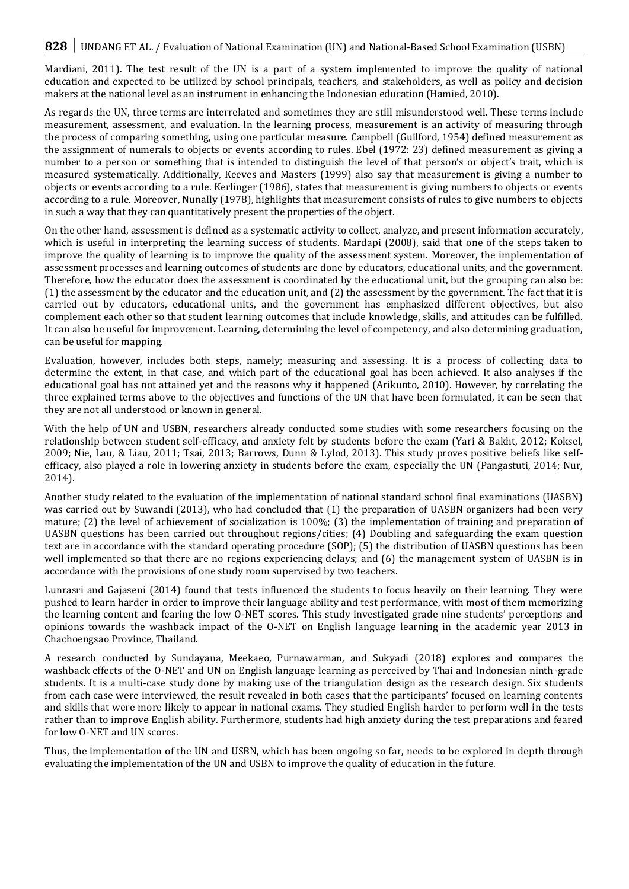Mardiani, 2011). The test result of the UN is a part of a system implemented to improve the quality of national education and expected to be utilized by school principals, teachers, and stakeholders, as well as policy and decision makers at the national level as an instrument in enhancing the Indonesian education (Hamied, 2010).

As regards the UN, three terms are interrelated and sometimes they are still misunderstood well. These terms include measurement, assessment, and evaluation. In the learning process, measurement is an activity of measuring through the process of comparing something, using one particular measure. Campbell (Guilford, 1954) defined measurement as the assignment of numerals to objects or events according to rules. Ebel (1972: 23) defined measurement as giving a number to a person or something that is intended to distinguish the level of that person's or object's trait, which is measured systematically. Additionally, Keeves and Masters (1999) also say that measurement is giving a number to objects or events according to a rule. Kerlinger (1986), states that measurement is giving numbers to objects or events according to a rule. Moreover, Nunally (1978), highlights that measurement consists of rules to give numbers to objects in such a way that they can quantitatively present the properties of the object.

On the other hand, assessment is defined as a systematic activity to collect, analyze, and present information accurately, which is useful in interpreting the learning success of students. Mardapi (2008), said that one of the steps taken to improve the quality of learning is to improve the quality of the assessment system. Moreover, the implementation of assessment processes and learning outcomes of students are done by educators, educational units, and the government. Therefore, how the educator does the assessment is coordinated by the educational unit, but the grouping can also be: (1) the assessment by the educator and the education unit, and (2) the assessment by the government. The fact that it is carried out by educators, educational units, and the government has emphasized different objectives, but also complement each other so that student learning outcomes that include knowledge, skills, and attitudes can be fulfilled. It can also be useful for improvement. Learning, determining the level of competency, and also determining graduation, can be useful for mapping.

Evaluation, however, includes both steps, namely; measuring and assessing. It is a process of collecting data to determine the extent, in that case, and which part of the educational goal has been achieved. It also analyses if the educational goal has not attained yet and the reasons why it happened (Arikunto, 2010). However, by correlating the three explained terms above to the objectives and functions of the UN that have been formulated, it can be seen that they are not all understood or known in general.

With the help of UN and USBN, researchers already conducted some studies with some researchers focusing on the relationship between student self-efficacy, and anxiety felt by students before the exam (Yari & Bakht, 2012; Koksel, 2009; Nie, Lau, & Liau, 2011; Tsai, 2013; Barrows, Dunn & Lylod, 2013). This study proves positive beliefs like self-efficacy, also played a role in lowering anxiety in students before the exam, especially the UN (Pangastuti, 2014; Nur, 2014).

Another study related to the evaluation of the implementation of national standard school final examinations (UASBN) was carried out by Suwandi (2013), who had concluded that (1) the preparation of UASBN organizers had been very mature; (2) the level of achievement of socialization is 100%; (3) the implementation of training and preparation of UASBN questions has been carried out throughout regions/cities; (4) Doubling and safeguarding the exam question text are in accordance with the standard operating procedure (SOP); (5) the distribution of UASBN questions has been well implemented so that there are no regions experiencing delays; and (6) the management system of UASBN is in accordance with the provisions of one study room supervised by two teachers.

Lunrasri and Gajaseni (2014) found that tests influenced the students to focus heavily on their learning. They were pushed to learn harder in order to improve their language ability and test performance, with most of them memorizing the learning content and fearing the low O-NET scores. This study investigated grade nine students' perceptions and opinions towards the washback impact of the O-NET on English language learning in the academic year 2013 in Chachoengsao Province, Thailand.

A research conducted by Sundayana, Meekaeo, Purnawarman, and Sukyadi (2018) explores and compares the washback effects of the O-NET and UN on English language learning as perceived by Thai and Indonesian ninth-grade students. It is a multi-case study done by making use of the triangulation design as the research design. Six students from each case were interviewed, the result revealed in both cases that the participants' focused on learning contents and skills that were more likely to appear in national exams. They studied English harder to perform well in the tests rather than to improve English ability. Furthermore, students had high anxiety during the test preparations and feared for low O-NET and UN scores.

Thus, the implementation of the UN and USBN, which has been ongoing so far, needs to be explored in depth through evaluating the implementation of the UN and USBN to improve the quality of education in the future.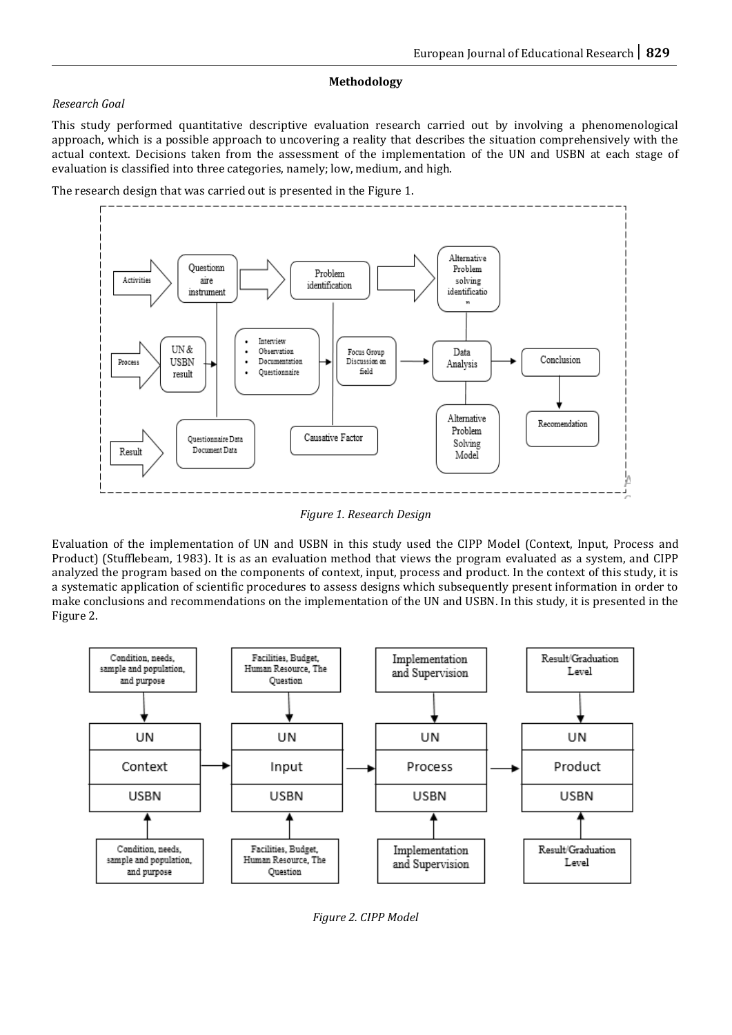## Methodology

*Research Goal*

This study performed quantitative descriptive evaluation research carried out by involving a phenomenological approach, which is a possible approach to uncovering a reality that describes the situation comprehensively with the actual context. Decisions taken from the assessment of the implementation of the UN and USBN at each stage of evaluation is classified into three categories, namely; low, medium, and high.

The research design that was carried out is presented in the Figure 1.

*Figure 1. Research Design*

Evaluation of the implementation of UN and USBN in this study used the CIPP Model (Context, Input, Process and Product) (Stufflebeam, 1983). It is as an evaluation method that views the program evaluated as a system, and CIPP analyzed the program based on the components of context, input, process and product. In the context of this study, it is a systematic application of scientific procedures to assess designs which subsequently present information in order to make conclusions and recommendations on the implementation of the UN and USBN. In this study, it is presented in the Figure 2.

*Figure 2. CIPP Model*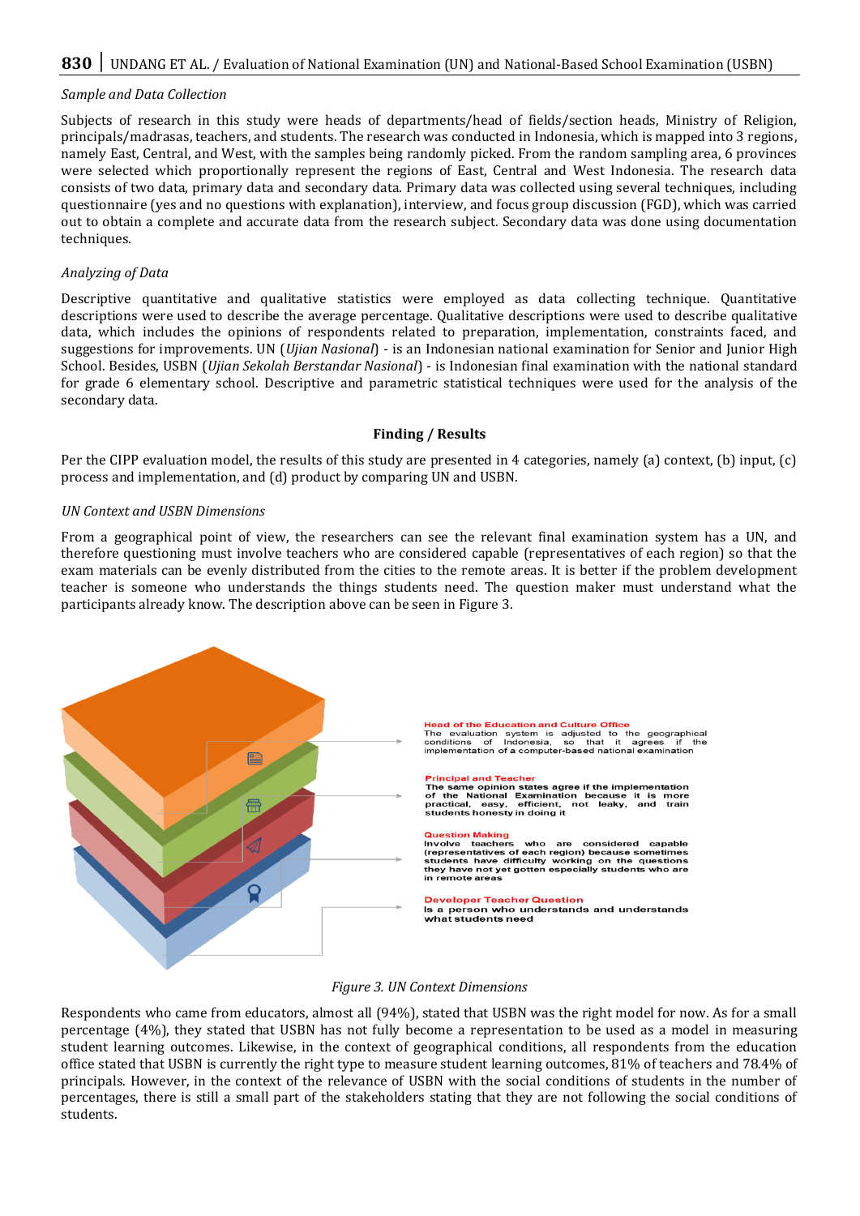*Sample and Data Collection*

Subjects of research in this study were heads of departments/head of fields/section heads, Ministry of Religion, principals/madrasas, teachers, and students. The research was conducted in Indonesia, which is mapped into 3 regions, namely East, Central, and West, with the samples being randomly picked. From the random sampling area, 6 provinces were selected which proportionally represent the regions of East, Central and West Indonesia. The research data consists of two data, primary data and secondary data. Primary data was collected using several techniques, including questionnaire (yes and no questions with explanation), interview, and focus group discussion (FGD), which was carried out to obtain a complete and accurate data from the research subject. Secondary data was done using documentation techniques.

*Analyzing of Data*

Descriptive quantitative and qualitative statistics were employed as data collecting technique. Quantitative descriptions were used to describe the average percentage. Qualitative descriptions were used to describe qualitative data, which includes the opinions of respondents related to preparation, implementation, constraints faced, and suggestions for improvements. UN (*Ujian Nasional*) - is an Indonesian national examination for Senior and Junior High School. Besides, USBN (*Ujian Sekolah Berstandar Nasional*) - is Indonesian final examination with the national standard for grade 6 elementary school. Descriptive and parametric statistical techniques were used for the analysis of the secondary data.

## Finding / Results

Per the CIPP evaluation model, the results of this study are presented in 4 categories, namely (a) context, (b) input, (c) process and implementation, and (d) product by comparing UN and USBN.

*UN Context and USBN Dimensions*

From a geographical point of view, the researchers can see the relevant final examination system has a UN, and therefore questioning must involve teachers who are considered capable (representatives of each region) so that the exam materials can be evenly distributed from the cities to the remote areas. It is better if the problem development teacher is someone who understands the things students need. The question maker must understand what the participants already know. The description above can be seen in Figure 3.

**Head of the Education and Culture Office**
The evaluation system is adjusted to the geographical conditions of Indonesia, so that it agrees if the implementation of a computer-based national examination

**Principal and Teacher**
The same opinion states agree if the implementation of the National Examination because it is more practical, easy, efficient, not leaky, and train students honesty in doing it

**Question Making**
Involve teachers who are considered capable (representatives of each region) because sometimes students have difficulty working on the questions they have not yet gotten especially students who are in remote areas

**Developer Teacher Question**
Is a person who understands and understands what students need

*Figure 3. UN Context Dimensions*

Respondents who came from educators, almost all (94%), stated that USBN was the right model for now. As for a small percentage (4%), they stated that USBN has not fully become a representation to be used as a model in measuring student learning outcomes. Likewise, in the context of geographical conditions, all respondents from the education office stated that USBN is currently the right type to measure student learning outcomes, 81% of teachers and 78.4% of principals. However, in the context of the relevance of USBN with the social conditions of students in the number of percentages, there is still a small part of the stakeholders stating that they are not following the social conditions of students.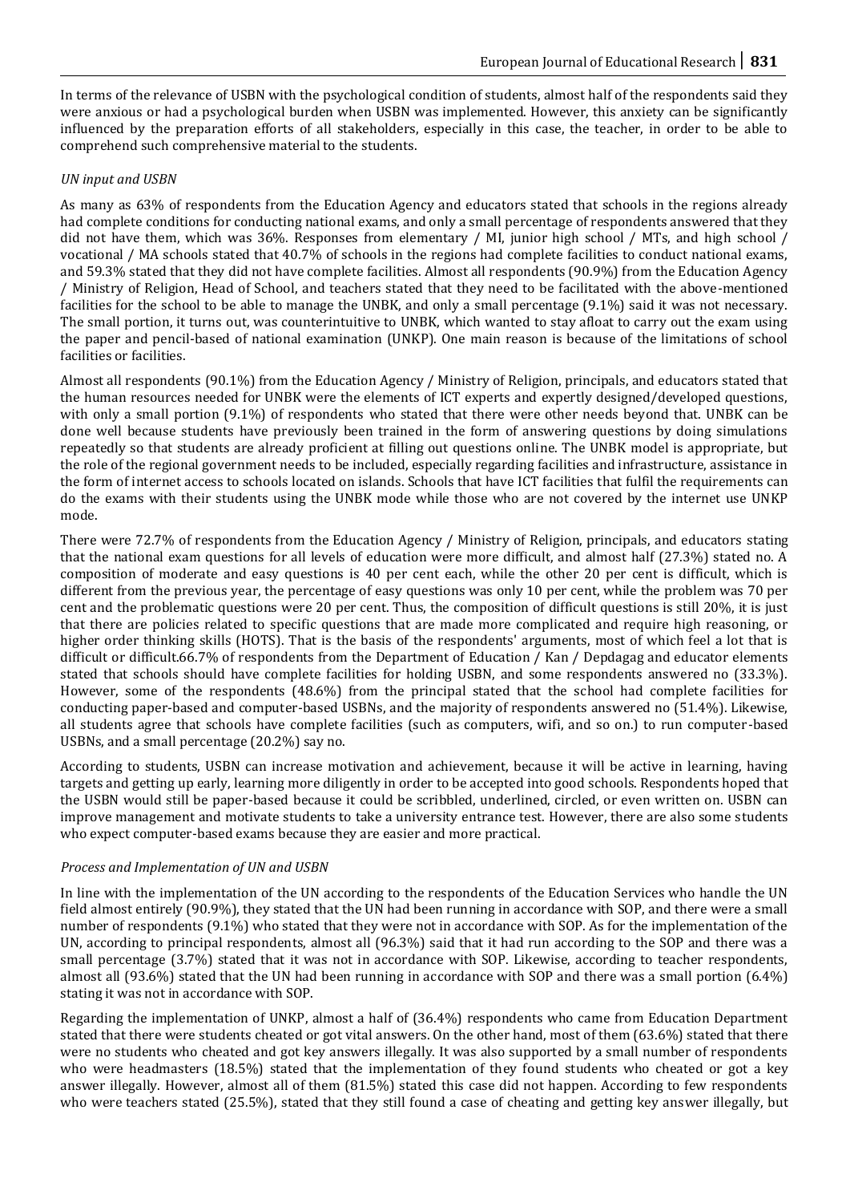In terms of the relevance of USBN with the psychological condition of students, almost half of the respondents said they were anxious or had a psychological burden when USBN was implemented. However, this anxiety can be significantly influenced by the preparation efforts of all stakeholders, especially in this case, the teacher, in order to be able to comprehend such comprehensive material to the students.

### *UN input and USBN*

As many as 63% of respondents from the Education Agency and educators stated that schools in the regions already had complete conditions for conducting national exams, and only a small percentage of respondents answered that they did not have them, which was 36%. Responses from elementary / MI, junior high school / MTs, and high school / vocational / MA schools stated that 40.7% of schools in the regions had complete facilities to conduct national exams, and 59.3% stated that they did not have complete facilities. Almost all respondents (90.9%) from the Education Agency / Ministry of Religion, Head of School, and teachers stated that they need to be facilitated with the above-mentioned facilities for the school to be able to manage the UNBK, and only a small percentage (9.1%) said it was not necessary. The small portion, it turns out, was counterintuitive to UNBK, which wanted to stay afloat to carry out the exam using the paper and pencil-based of national examination (UNKP). One main reason is because of the limitations of school facilities or facilities.

Almost all respondents (90.1%) from the Education Agency / Ministry of Religion, principals, and educators stated that the human resources needed for UNBK were the elements of ICT experts and expertly designed/developed questions, with only a small portion (9.1%) of respondents who stated that there were other needs beyond that. UNBK can be done well because students have previously been trained in the form of answering questions by doing simulations repeatedly so that students are already proficient at filling out questions online. The UNBK model is appropriate, but the role of the regional government needs to be included, especially regarding facilities and infrastructure, assistance in the form of internet access to schools located on islands. Schools that have ICT facilities that fulfil the requirements can do the exams with their students using the UNBK mode while those who are not covered by the internet use UNKP mode.

There were 72.7% of respondents from the Education Agency / Ministry of Religion, principals, and educators stating that the national exam questions for all levels of education were more difficult, and almost half (27.3%) stated no. A composition of moderate and easy questions is 40 per cent each, while the other 20 per cent is difficult, which is different from the previous year, the percentage of easy questions was only 10 per cent, while the problem was 70 per cent and the problematic questions were 20 per cent. Thus, the composition of difficult questions is still 20%, it is just that there are policies related to specific questions that are made more complicated and require high reasoning, or higher order thinking skills (HOTS). That is the basis of the respondents' arguments, most of which feel a lot that is difficult or difficult.66.7% of respondents from the Department of Education / Kan / Depdagag and educator elements stated that schools should have complete facilities for holding USBN, and some respondents answered no (33.3%). However, some of the respondents (48.6%) from the principal stated that the school had complete facilities for conducting paper-based and computer-based USBNs, and the majority of respondents answered no (51.4%). Likewise, all students agree that schools have complete facilities (such as computers, wifi, and so on.) to run computer-based USBNs, and a small percentage (20.2%) say no.

According to students, USBN can increase motivation and achievement, because it will be active in learning, having targets and getting up early, learning more diligently in order to be accepted into good schools. Respondents hoped that the USBN would still be paper-based because it could be scribbled, underlined, circled, or even written on. USBN can improve management and motivate students to take a university entrance test. However, there are also some students who expect computer-based exams because they are easier and more practical.

### *Process and Implementation of UN and USBN*

In line with the implementation of the UN according to the respondents of the Education Services who handle the UN field almost entirely (90.9%), they stated that the UN had been running in accordance with SOP, and there were a small number of respondents (9.1%) who stated that they were not in accordance with SOP. As for the implementation of the UN, according to principal respondents, almost all (96.3%) said that it had run according to the SOP and there was a small percentage (3.7%) stated that it was not in accordance with SOP. Likewise, according to teacher respondents, almost all (93.6%) stated that the UN had been running in accordance with SOP and there was a small portion (6.4%) stating it was not in accordance with SOP.

Regarding the implementation of UNKP, almost a half of (36.4%) respondents who came from Education Department stated that there were students cheated or got vital answers. On the other hand, most of them (63.6%) stated that there were no students who cheated and got key answers illegally. It was also supported by a small number of respondents who were headmasters (18.5%) stated that the implementation of they found students who cheated or got a key answer illegally. However, almost all of them (81.5%) stated this case did not happen. According to few respondents who were teachers stated (25.5%), stated that they still found a case of cheating and getting key answer illegally, but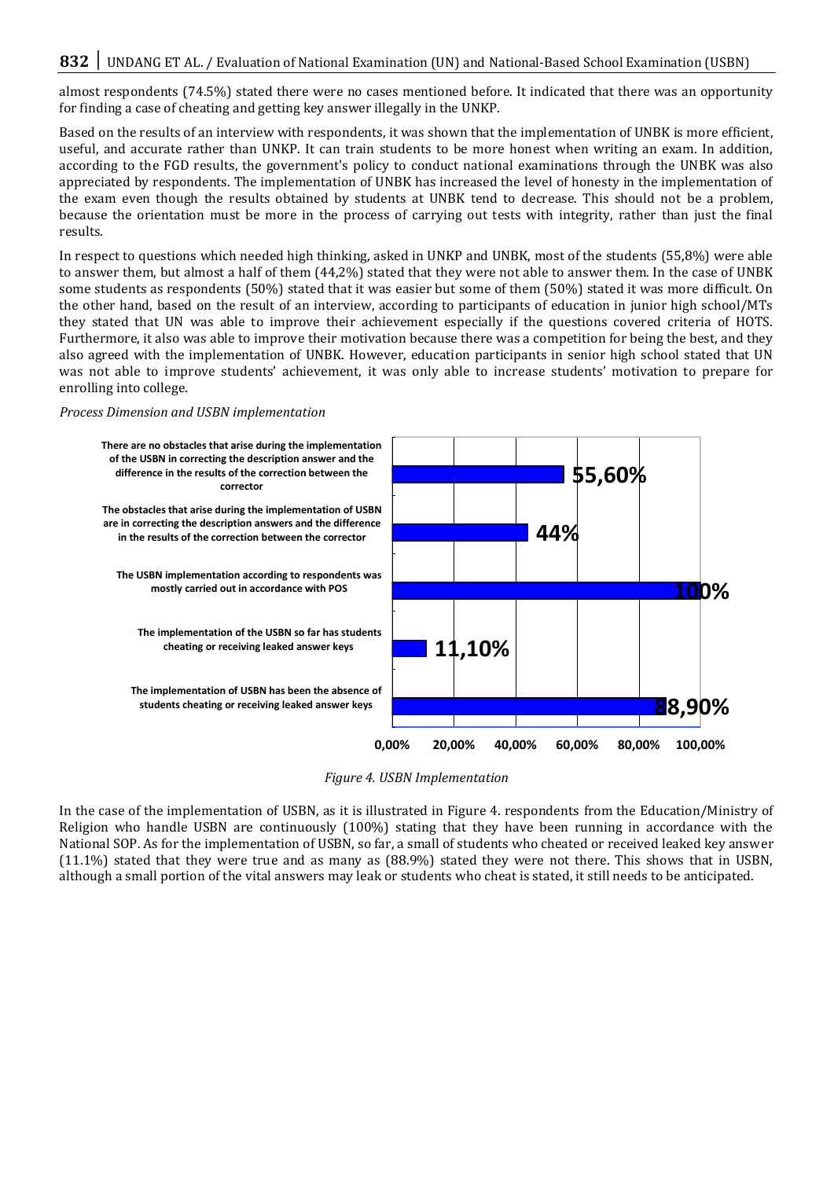almost respondents (74.5%) stated there were no cases mentioned before. It indicated that there was an opportunity for finding a case of cheating and getting key answer illegally in the UNKP.

Based on the results of an interview with respondents, it was shown that the implementation of UNBK is more efficient, useful, and accurate rather than UNKP. It can train students to be more honest when writing an exam. In addition, according to the FGD results, the government's policy to conduct national examinations through the UNBK was also appreciated by respondents. The implementation of UNBK has increased the level of honesty in the implementation of the exam even though the results obtained by students at UNBK tend to decrease. This should not be a problem, because the orientation must be more in the process of carrying out tests with integrity, rather than just the final results.

In respect to questions which needed high thinking, asked in UNKP and UNBK, most of the students (55,8%) were able to answer them, but almost a half of them (44,2%) stated that they were not able to answer them. In the case of UNBK some students as respondents (50%) stated that it was easier but some of them (50%) stated it was more difficult. On the other hand, based on the result of an interview, according to participants of education in junior high school/MTs they stated that UN was able to improve their achievement especially if the questions covered criteria of HOTS. Furthermore, it also was able to improve their motivation because there was a competition for being the best, and they also agreed with the implementation of UNBK. However, education participants in senior high school stated that UN was not able to improve students' achievement, it was only able to increase students' motivation to prepare for enrolling into college.

*Process Dimension and USBN implementation*

| Statement | Percentage |
|---|---|
| There are no obstacles that arise during the implementation of the USBN in correcting the description answer and the difference in the results of the correction between the corrector | 55,60% |
| The obstacles that arise during the implementation of USBN are in correcting the description answers and the difference in the results of the correction between the corrector | 44% |
| The USBN implementation according to respondents was mostly carried out in accordance with POS | 100% |
| The implementation of the USBN so far has students cheating or receiving leaked answer keys | 11,10% |
| The implementation of USBN has been the absence of students cheating or receiving leaked answer keys | 88,90% |

*Figure 4. USBN Implementation*

In the case of the implementation of USBN, as it is illustrated in Figure 4. respondents from the Education/Ministry of Religion who handle USBN are continuously (100%) stating that they have been running in accordance with the National SOP. As for the implementation of USBN, so far, a small of students who cheated or received leaked key answer (11.1%) stated that they were true and as many as (88.9%) stated they were not there. This shows that in USBN, although a small portion of the vital answers may leak or students who cheat is stated, it still needs to be anticipated.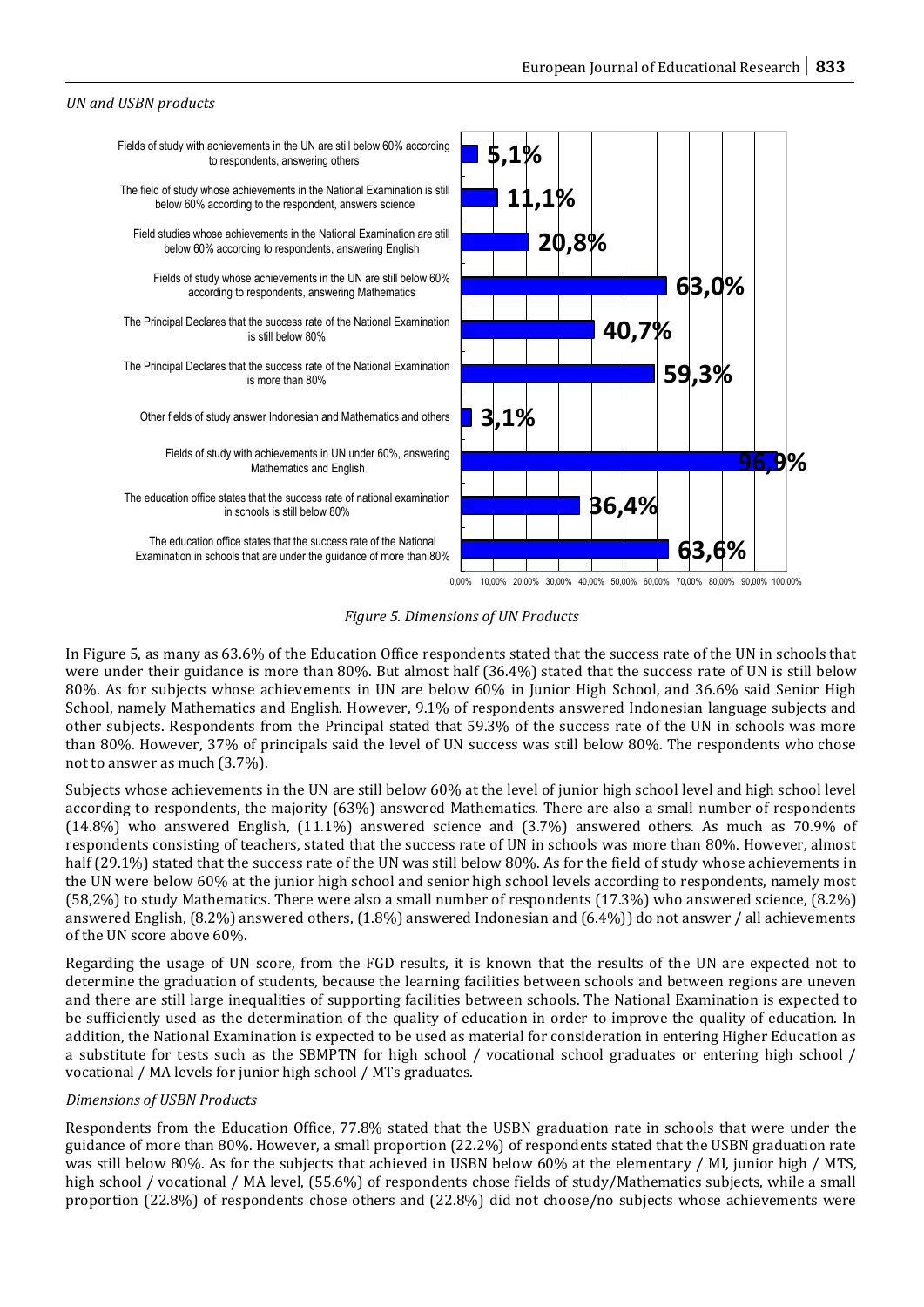*UN and USBN products*

| Category | Percentage |
|---|---|
| Fields of study with achievements in the UN are still below 60% according to respondents, answering others | 5,1% |
| The field of study whose achievements in the National Examination is still below 60% according to the respondent, answers science | 11,1% |
| Field studies whose achievements in the National Examination are still below 60% according to respondents, answering English | 20,8% |
| Fields of study whose achievements in the UN are still below 60% according to respondents, answering Mathematics | 63,0% |
| The Principal Declares that the success rate of the National Examination is still below 80% | 40,7% |
| The Principal Declares that the success rate of the National Examination is more than 80% | 59,3% |
| Other fields of study answer Indonesian and Mathematics and others | 3,1% |
| Fields of study with achievements in UN under 60%, answering Mathematics and English | 96,9% |
| The education office states that the success rate of national examination in schools is still below 80% | 36,4% |
| The education office states that the success rate of the National Examination in schools that are under the guidance of more than 80% | 63,6% |

*Figure 5. Dimensions of UN Products*

In Figure 5, as many as 63.6% of the Education Office respondents stated that the success rate of the UN in schools that were under their guidance is more than 80%. But almost half (36.4%) stated that the success rate of UN is still below 80%. As for subjects whose achievements in UN are below 60% in Junior High School, and 36.6% said Senior High School, namely Mathematics and English. However, 9.1% of respondents answered Indonesian language subjects and other subjects. Respondents from the Principal stated that 59.3% of the success rate of the UN in schools was more than 80%. However, 37% of principals said the level of UN success was still below 80%. The respondents who chose not to answer as much (3.7%).

Subjects whose achievements in the UN are still below 60% at the level of junior high school level and high school level according to respondents, the majority (63%) answered Mathematics. There are also a small number of respondents (14.8%) who answered English, (11.1%) answered science and (3.7%) answered others. As much as 70.9% of respondents consisting of teachers, stated that the success rate of UN in schools was more than 80%. However, almost half (29.1%) stated that the success rate of the UN was still below 80%. As for the field of study whose achievements in the UN were below 60% at the junior high school and senior high school levels according to respondents, namely most (58,2%) to study Mathematics. There were also a small number of respondents (17.3%) who answered science, (8.2%) answered English, (8.2%) answered others, (1.8%) answered Indonesian and (6.4%)) do not answer / all achievements of the UN score above 60%.

Regarding the usage of UN score, from the FGD results, it is known that the results of the UN are expected not to determine the graduation of students, because the learning facilities between schools and between regions are uneven and there are still large inequalities of supporting facilities between schools. The National Examination is expected to be sufficiently used as the determination of the quality of education in order to improve the quality of education. In addition, the National Examination is expected to be used as material for consideration in entering Higher Education as a substitute for tests such as the SBMPTN for high school / vocational school graduates or entering high school / vocational / MA levels for junior high school / MTs graduates.

*Dimensions of USBN Products*

Respondents from the Education Office, 77.8% stated that the USBN graduation rate in schools that were under the guidance of more than 80%. However, a small proportion (22.2%) of respondents stated that the USBN graduation rate was still below 80%. As for the subjects that achieved in USBN below 60% at the elementary / MI, junior high / MTS, high school / vocational / MA level, (55.6%) of respondents chose fields of study/Mathematics subjects, while a small proportion (22.8%) of respondents chose others and (22.8%) did not choose/no subjects whose achievements were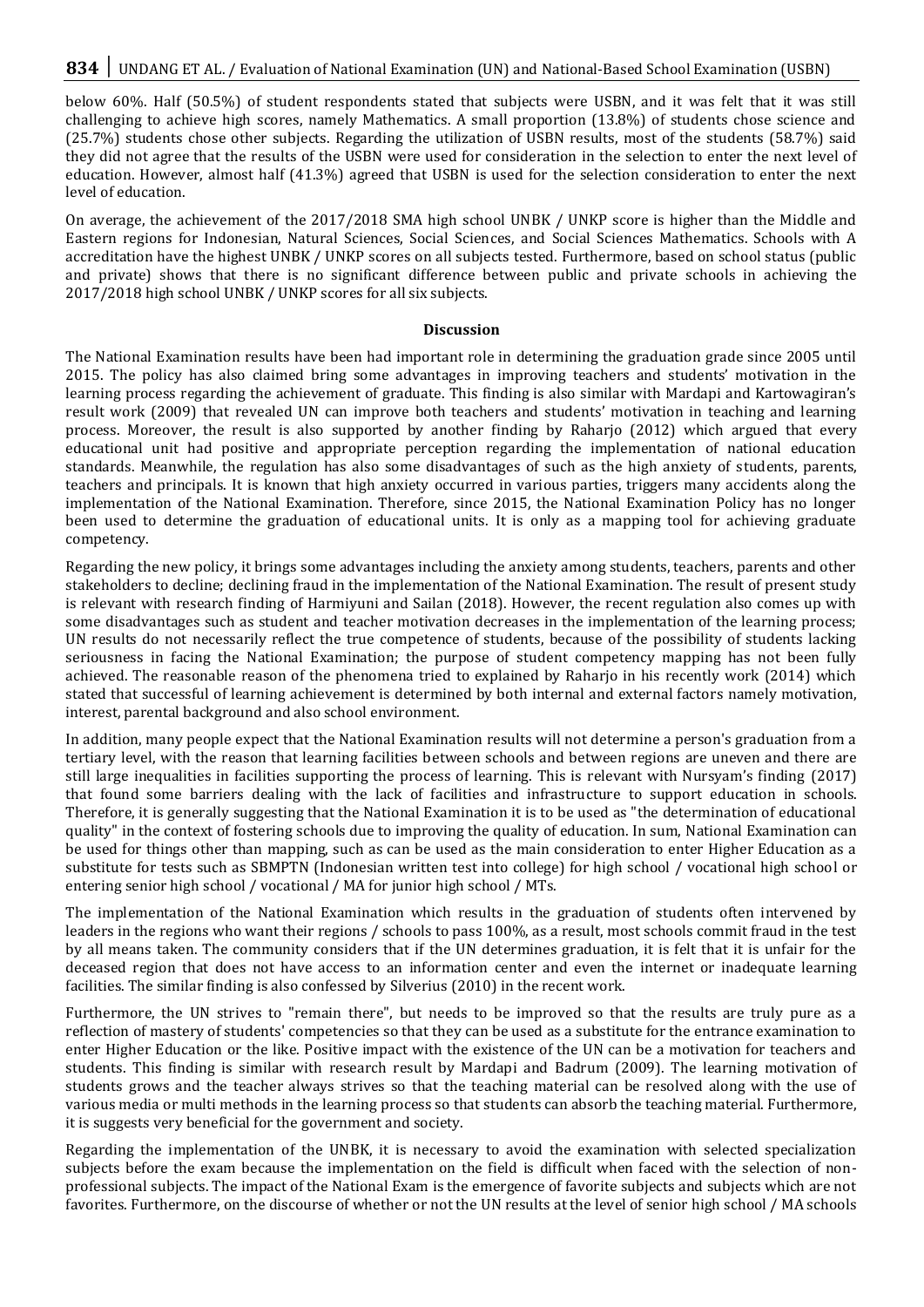below 60%. Half (50.5%) of student respondents stated that subjects were USBN, and it was felt that it was still challenging to achieve high scores, namely Mathematics. A small proportion (13.8%) of students chose science and (25.7%) students chose other subjects. Regarding the utilization of USBN results, most of the students (58.7%) said they did not agree that the results of the USBN were used for consideration in the selection to enter the next level of education. However, almost half (41.3%) agreed that USBN is used for the selection consideration to enter the next level of education.

On average, the achievement of the 2017/2018 SMA high school UNBK / UNKP score is higher than the Middle and Eastern regions for Indonesian, Natural Sciences, Social Sciences, and Social Sciences Mathematics. Schools with A accreditation have the highest UNBK / UNKP scores on all subjects tested. Furthermore, based on school status (public and private) shows that there is no significant difference between public and private schools in achieving the 2017/2018 high school UNBK / UNKP scores for all six subjects.

## Discussion

The National Examination results have been had important role in determining the graduation grade since 2005 until 2015. The policy has also claimed bring some advantages in improving teachers and students' motivation in the learning process regarding the achievement of graduate. This finding is also similar with Mardapi and Kartowagiran's result work (2009) that revealed UN can improve both teachers and students' motivation in teaching and learning process. Moreover, the result is also supported by another finding by Raharjo (2012) which argued that every educational unit had positive and appropriate perception regarding the implementation of national education standards. Meanwhile, the regulation has also some disadvantages of such as the high anxiety of students, parents, teachers and principals. It is known that high anxiety occurred in various parties, triggers many accidents along the implementation of the National Examination. Therefore, since 2015, the National Examination Policy has no longer been used to determine the graduation of educational units. It is only as a mapping tool for achieving graduate competency.

Regarding the new policy, it brings some advantages including the anxiety among students, teachers, parents and other stakeholders to decline; declining fraud in the implementation of the National Examination. The result of present study is relevant with research finding of Harmiyuni and Sailan (2018). However, the recent regulation also comes up with some disadvantages such as student and teacher motivation decreases in the implementation of the learning process; UN results do not necessarily reflect the true competence of students, because of the possibility of students lacking seriousness in facing the National Examination; the purpose of student competency mapping has not been fully achieved. The reasonable reason of the phenomena tried to explained by Raharjo in his recently work (2014) which stated that successful of learning achievement is determined by both internal and external factors namely motivation, interest, parental background and also school environment.

In addition, many people expect that the National Examination results will not determine a person's graduation from a tertiary level, with the reason that learning facilities between schools and between regions are uneven and there are still large inequalities in facilities supporting the process of learning. This is relevant with Nursyam's finding (2017) that found some barriers dealing with the lack of facilities and infrastructure to support education in schools. Therefore, it is generally suggesting that the National Examination it is to be used as "the determination of educational quality" in the context of fostering schools due to improving the quality of education. In sum, National Examination can be used for things other than mapping, such as can be used as the main consideration to enter Higher Education as a substitute for tests such as SBMPTN (Indonesian written test into college) for high school / vocational high school or entering senior high school / vocational / MA for junior high school / MTs.

The implementation of the National Examination which results in the graduation of students often intervened by leaders in the regions who want their regions / schools to pass 100%, as a result, most schools commit fraud in the test by all means taken. The community considers that if the UN determines graduation, it is felt that it is unfair for the deceased region that does not have access to an information center and even the internet or inadequate learning facilities. The similar finding is also confessed by Silverius (2010) in the recent work.

Furthermore, the UN strives to "remain there", but needs to be improved so that the results are truly pure as a reflection of mastery of students' competencies so that they can be used as a substitute for the entrance examination to enter Higher Education or the like. Positive impact with the existence of the UN can be a motivation for teachers and students. This finding is similar with research result by Mardapi and Badrum (2009). The learning motivation of students grows and the teacher always strives so that the teaching material can be resolved along with the use of various media or multi methods in the learning process so that students can absorb the teaching material. Furthermore, it is suggests very beneficial for the government and society.

Regarding the implementation of the UNBK, it is necessary to avoid the examination with selected specialization subjects before the exam because the implementation on the field is difficult when faced with the selection of non-professional subjects. The impact of the National Exam is the emergence of favorite subjects and subjects which are not favorites. Furthermore, on the discourse of whether or not the UN results at the level of senior high school / MA schools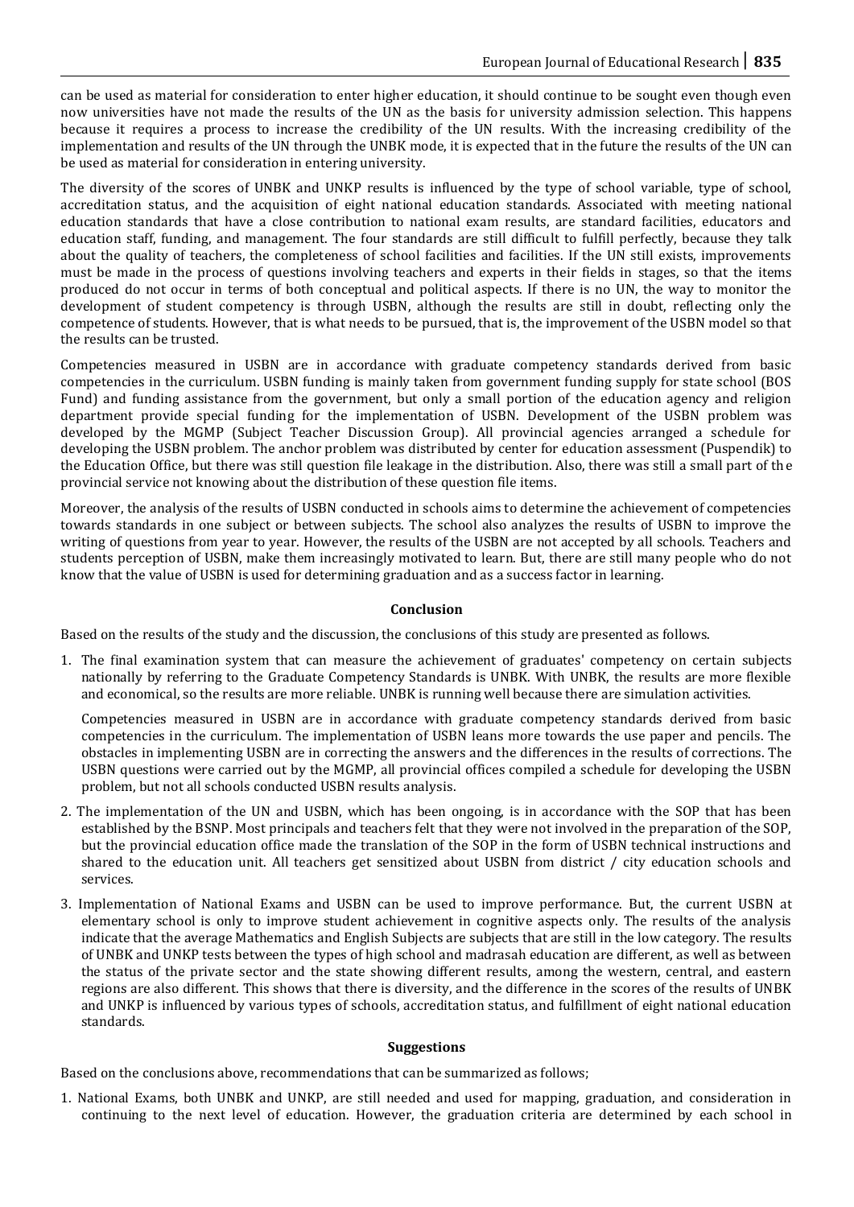can be used as material for consideration to enter higher education, it should continue to be sought even though even now universities have not made the results of the UN as the basis for university admission selection. This happens because it requires a process to increase the credibility of the UN results. With the increasing credibility of the implementation and results of the UN through the UNBK mode, it is expected that in the future the results of the UN can be used as material for consideration in entering university.

The diversity of the scores of UNBK and UNKP results is influenced by the type of school variable, type of school, accreditation status, and the acquisition of eight national education standards. Associated with meeting national education standards that have a close contribution to national exam results, are standard facilities, educators and education staff, funding, and management. The four standards are still difficult to fulfill perfectly, because they talk about the quality of teachers, the completeness of school facilities and facilities. If the UN still exists, improvements must be made in the process of questions involving teachers and experts in their fields in stages, so that the items produced do not occur in terms of both conceptual and political aspects. If there is no UN, the way to monitor the development of student competency is through USBN, although the results are still in doubt, reflecting only the competence of students. However, that is what needs to be pursued, that is, the improvement of the USBN model so that the results can be trusted.

Competencies measured in USBN are in accordance with graduate competency standards derived from basic competencies in the curriculum. USBN funding is mainly taken from government funding supply for state school (BOS Fund) and funding assistance from the government, but only a small portion of the education agency and religion department provide special funding for the implementation of USBN. Development of the USBN problem was developed by the MGMP (Subject Teacher Discussion Group). All provincial agencies arranged a schedule for developing the USBN problem. The anchor problem was distributed by center for education assessment (Puspendik) to the Education Office, but there was still question file leakage in the distribution. Also, there was still a small part of the provincial service not knowing about the distribution of these question file items.

Moreover, the analysis of the results of USBN conducted in schools aims to determine the achievement of competencies towards standards in one subject or between subjects. The school also analyzes the results of USBN to improve the writing of questions from year to year. However, the results of the USBN are not accepted by all schools. Teachers and students perception of USBN, make them increasingly motivated to learn. But, there are still many people who do not know that the value of USBN is used for determining graduation and as a success factor in learning.

## Conclusion

Based on the results of the study and the discussion, the conclusions of this study are presented as follows.

1. The final examination system that can measure the achievement of graduates' competency on certain subjects nationally by referring to the Graduate Competency Standards is UNBK. With UNBK, the results are more flexible and economical, so the results are more reliable. UNBK is running well because there are simulation activities.

   Competencies measured in USBN are in accordance with graduate competency standards derived from basic competencies in the curriculum. The implementation of USBN leans more towards the use paper and pencils. The obstacles in implementing USBN are in correcting the answers and the differences in the results of corrections. The USBN questions were carried out by the MGMP, all provincial offices compiled a schedule for developing the USBN problem, but not all schools conducted USBN results analysis.

2. The implementation of the UN and USBN, which has been ongoing, is in accordance with the SOP that has been established by the BSNP. Most principals and teachers felt that they were not involved in the preparation of the SOP, but the provincial education office made the translation of the SOP in the form of USBN technical instructions and shared to the education unit. All teachers get sensitized about USBN from district / city education schools and services.

3. Implementation of National Exams and USBN can be used to improve performance. But, the current USBN at elementary school is only to improve student achievement in cognitive aspects only. The results of the analysis indicate that the average Mathematics and English Subjects are subjects that are still in the low category. The results of UNBK and UNKP tests between the types of high school and madrasah education are different, as well as between the status of the private sector and the state showing different results, among the western, central, and eastern regions are also different. This shows that there is diversity, and the difference in the scores of the results of UNBK and UNKP is influenced by various types of schools, accreditation status, and fulfillment of eight national education standards.

## Suggestions

Based on the conclusions above, recommendations that can be summarized as follows;

1. National Exams, both UNBK and UNKP, are still needed and used for mapping, graduation, and consideration in continuing to the next level of education. However, the graduation criteria are determined by each school in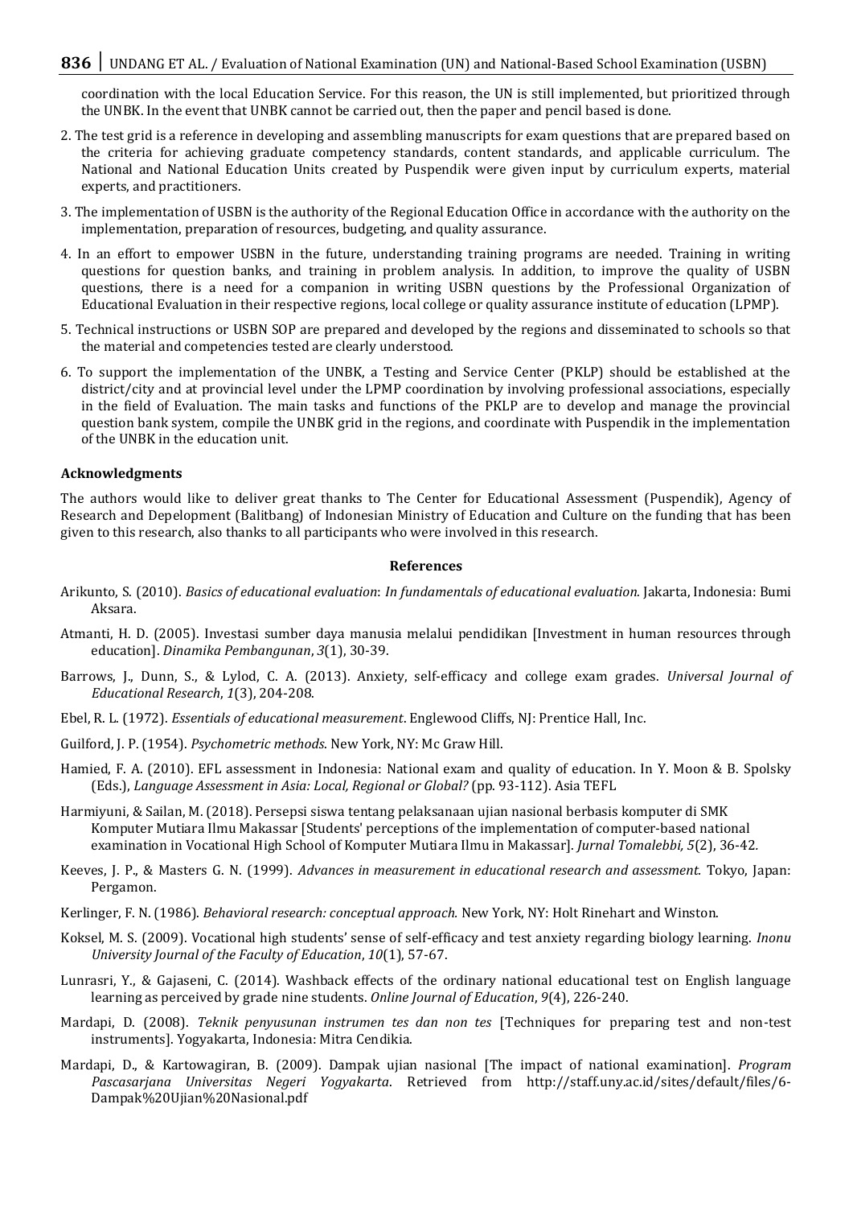coordination with the local Education Service. For this reason, the UN is still implemented, but prioritized through the UNBK. In the event that UNBK cannot be carried out, then the paper and pencil based is done.

2. The test grid is a reference in developing and assembling manuscripts for exam questions that are prepared based on the criteria for achieving graduate competency standards, content standards, and applicable curriculum. The National and National Education Units created by Puspendik were given input by curriculum experts, material experts, and practitioners.
3. The implementation of USBN is the authority of the Regional Education Office in accordance with the authority on the implementation, preparation of resources, budgeting, and quality assurance.
4. In an effort to empower USBN in the future, understanding training programs are needed. Training in writing questions for question banks, and training in problem analysis. In addition, to improve the quality of USBN questions, there is a need for a companion in writing USBN questions by the Professional Organization of Educational Evaluation in their respective regions, local college or quality assurance institute of education (LPMP).
5. Technical instructions or USBN SOP are prepared and developed by the regions and disseminated to schools so that the material and competencies tested are clearly understood.
6. To support the implementation of the UNBK, a Testing and Service Center (PKLP) should be established at the district/city and at provincial level under the LPMP coordination by involving professional associations, especially in the field of Evaluation. The main tasks and functions of the PKLP are to develop and manage the provincial question bank system, compile the UNBK grid in the regions, and coordinate with Puspendik in the implementation of the UNBK in the education unit.

### Acknowledgments

The authors would like to deliver great thanks to The Center for Educational Assessment (Puspendik), Agency of Research and Depelopment (Balitbang) of Indonesian Ministry of Education and Culture on the funding that has been given to this research, also thanks to all participants who were involved in this research.

## References

Arikunto, S. (2010). *Basics of educational evaluation*: *In fundamentals of educational evaluation*. Jakarta, Indonesia: Bumi Aksara.

Atmanti, H. D. (2005). Investasi sumber daya manusia melalui pendidikan [Investment in human resources through education]. *Dinamika Pembangunan*, *3*(1), 30-39.

Barrows, J., Dunn, S., & Lylod, C. A. (2013). Anxiety, self-efficacy and college exam grades. *Universal Journal of Educational Research*, *1*(3), 204-208.

Ebel, R. L. (1972). *Essentials of educational measurement*. Englewood Cliffs, NJ: Prentice Hall, Inc.

Guilford, J. P. (1954). *Psychometric methods*. New York, NY: Mc Graw Hill.

Hamied, F. A. (2010). EFL assessment in Indonesia: National exam and quality of education. In Y. Moon & B. Spolsky (Eds.), *Language Assessment in Asia: Local, Regional or Global?* (pp. 93-112). Asia TEFL

Harmiyuni, & Sailan, M. (2018). Persepsi siswa tentang pelaksanaan ujian nasional berbasis komputer di SMK Komputer Mutiara Ilmu Makassar [Students' perceptions of the implementation of computer-based national examination in Vocational High School of Komputer Mutiara Ilmu in Makassar]. *Jurnal Tomalebbi, 5*(2), 36-42.

Keeves, J. P., & Masters G. N. (1999). *Advances in measurement in educational research and assessment.* Tokyo, Japan: Pergamon.

Kerlinger, F. N. (1986). *Behavioral research: conceptual approach.* New York, NY: Holt Rinehart and Winston.

Koksel, M. S. (2009). Vocational high students' sense of self-efficacy and test anxiety regarding biology learning. *Inonu University Journal of the Faculty of Education*, *10*(1), 57-67.

Lunrasri, Y., & Gajaseni, C. (2014). Washback effects of the ordinary national educational test on English language learning as perceived by grade nine students. *Online Journal of Education*, *9*(4), 226-240.

Mardapi, D. (2008). *Teknik penyusunan instrumen tes dan non tes* [Techniques for preparing test and non-test instruments]. Yogyakarta, Indonesia: Mitra Cendikia.

Mardapi, D., & Kartowagiran, B. (2009). Dampak ujian nasional [The impact of national examination]. *Program Pascasarjana Universitas Negeri Yogyakarta*. Retrieved from http://staff.uny.ac.id/sites/default/files/6-Dampak%20Ujian%20Nasional.pdf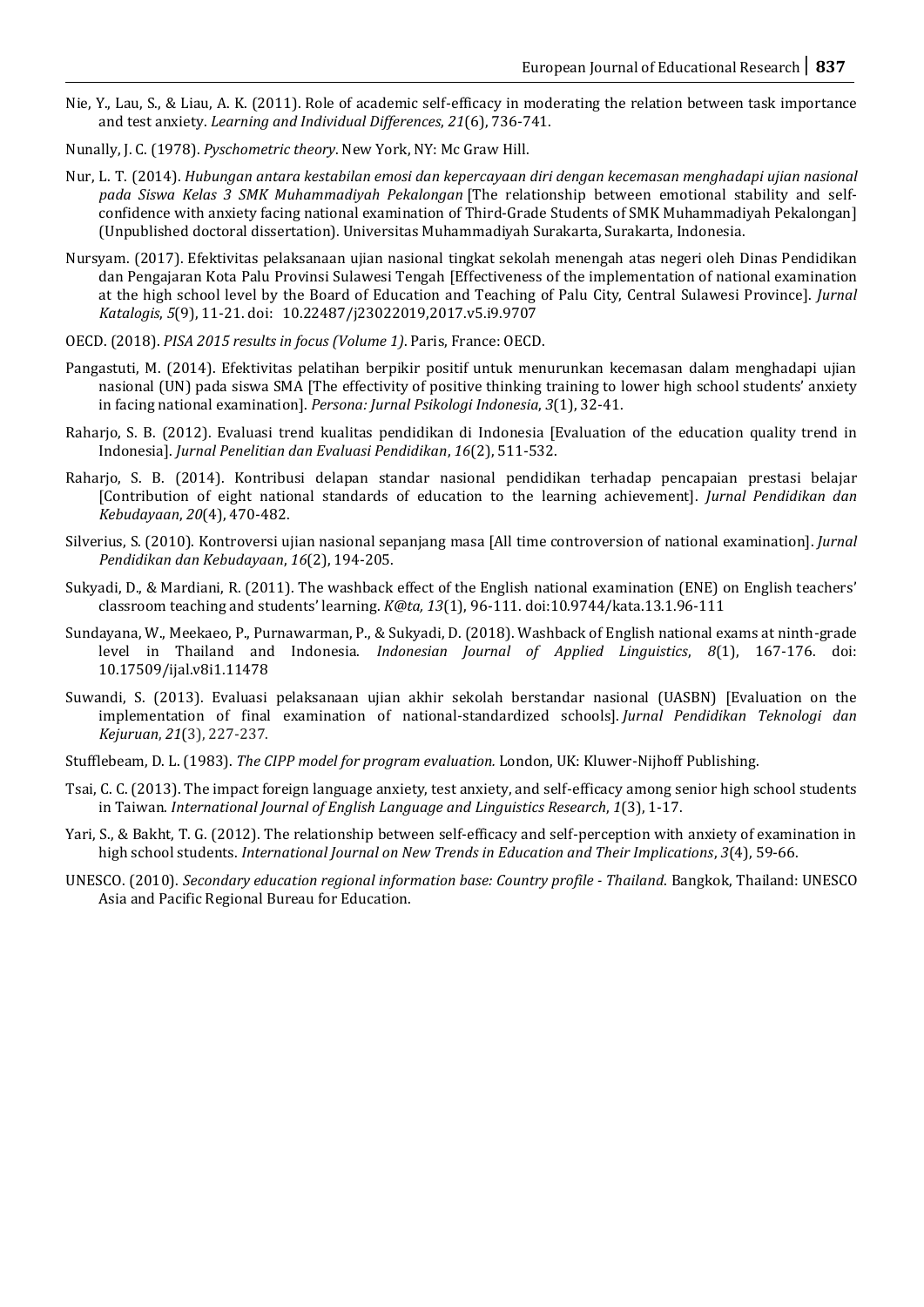Nie, Y., Lau, S., & Liau, A. K. (2011). Role of academic self-efficacy in moderating the relation between task importance and test anxiety. *Learning and Individual Differences*, *21*(6), 736-741.

Nunally, J. C. (1978). *Pyschometric theory*. New York, NY: Mc Graw Hill.

Nur, L. T. (2014). *Hubungan antara kestabilan emosi dan kepercayaan diri dengan kecemasan menghadapi ujian nasional pada Siswa Kelas 3 SMK Muhammadiyah Pekalongan* [The relationship between emotional stability and self-confidence with anxiety facing national examination of Third-Grade Students of SMK Muhammadiyah Pekalongan] (Unpublished doctoral dissertation). Universitas Muhammadiyah Surakarta, Surakarta, Indonesia.

Nursyam. (2017). Efektivitas pelaksanaan ujian nasional tingkat sekolah menengah atas negeri oleh Dinas Pendidikan dan Pengajaran Kota Palu Provinsi Sulawesi Tengah [Effectiveness of the implementation of national examination at the high school level by the Board of Education and Teaching of Palu City, Central Sulawesi Province]. *Jurnal Katalogis*, *5*(9), 11-21. doi: 10.22487/j23022019,2017.v5.i9.9707

OECD. (2018). *PISA 2015 results in focus (Volume 1)*. Paris, France: OECD.

Pangastuti, M. (2014). Efektivitas pelatihan berpikir positif untuk menurunkan kecemasan dalam menghadapi ujian nasional (UN) pada siswa SMA [The effectivity of positive thinking training to lower high school students' anxiety in facing national examination]. *Persona: Jurnal Psikologi Indonesia*, *3*(1), 32-41.

Raharjo, S. B. (2012). Evaluasi trend kualitas pendidikan di Indonesia [Evaluation of the education quality trend in Indonesia]. *Jurnal Penelitian dan Evaluasi Pendidikan*, *16*(2), 511-532.

Raharjo, S. B. (2014). Kontribusi delapan standar nasional pendidikan terhadap pencapaian prestasi belajar [Contribution of eight national standards of education to the learning achievement]. *Jurnal Pendidikan dan Kebudayaan*, *20*(4), 470-482.

Silverius, S. (2010). Kontroversi ujian nasional sepanjang masa [All time controversion of national examination]. *Jurnal Pendidikan dan Kebudayaan*, *16*(2), 194-205.

Sukyadi, D., & Mardiani, R. (2011). The washback effect of the English national examination (ENE) on English teachers' classroom teaching and students' learning. *K@ta, 13*(1), 96-111. doi:10.9744/kata.13.1.96-111

Sundayana, W., Meekaeo, P., Purnawarman, P., & Sukyadi, D. (2018). Washback of English national exams at ninth-grade level in Thailand and Indonesia. *Indonesian Journal of Applied Linguistics*, *8*(1), 167-176. doi: 10.17509/ijal.v8i1.11478

Suwandi, S. (2013). Evaluasi pelaksanaan ujian akhir sekolah berstandar nasional (UASBN) [Evaluation on the implementation of final examination of national-standardized schools]. *Jurnal Pendidikan Teknologi dan Kejuruan*, *21*(3), 227-237.

Stufflebeam, D. L. (1983). *The CIPP model for program evaluation.* London, UK: Kluwer-Nijhoff Publishing.

Tsai, C. C. (2013). The impact foreign language anxiety, test anxiety, and self-efficacy among senior high school students in Taiwan. *International Journal of English Language and Linguistics Research*, *1*(3), 1-17.

Yari, S., & Bakht, T. G. (2012). The relationship between self-efficacy and self-perception with anxiety of examination in high school students. *International Journal on New Trends in Education and Their Implications*, *3*(4), 59-66.

UNESCO. (2010). *Secondary education regional information base: Country profile - Thailand*. Bangkok, Thailand: UNESCO Asia and Pacific Regional Bureau for Education.